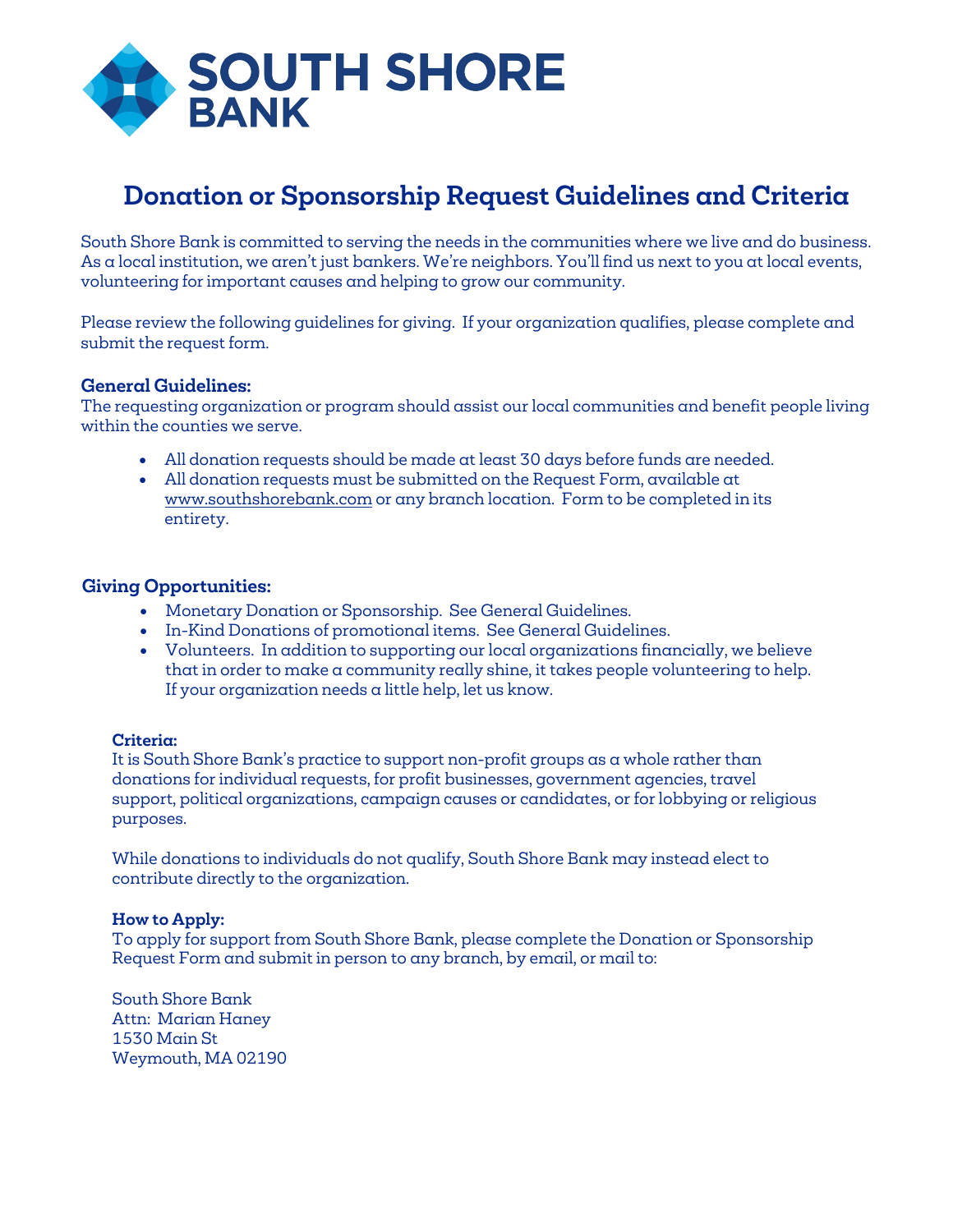# SOUTH SHORE BANK

## Donation or Sponsorship Request Guidelines and Criteria

South Shore Bank is committed to serving the needs in the communities where we live and do business. As a local institution, we aren't just bankers. We're neighbors. You'll find us next to you at local events, volunteering for important causes and helping to grow our community.

Please review the following guidelines for giving. If your organization qualifies, please complete and submit the request form.

### General Guidelines:

The requesting organization or program should assist our local communities and benefit people living within the counties we serve.

- All donation requests should be made at least 30 days before funds are needed.
- All donation requests must be submitted on the Request Form, available at www.southshorebank.com or any branch location. Form to be completed in its entirety.

### Giving Opportunities:

- Monetary Donation or Sponsorship. See General Guidelines.
- In-Kind Donations of promotional items. See General Guidelines.
- Volunteers. In addition to supporting our local organizations financially, we believe that in order to make a community really shine, it takes people volunteering to help. If your organization needs a little help, let us know.

#### Criteria:

It is South Shore Bank's practice to support non-profit groups as a whole rather than donations for individual requests, for profit businesses, government agencies, travel support, political organizations, campaign causes or candidates, or for lobbying or religious purposes.

While donations to individuals do not qualify, South Shore Bank may instead elect to contribute directly to the organization.

#### How to Apply:

To apply for support from South Shore Bank, please complete the Donation or Sponsorship Request Form and submit in person to any branch, by email, or mail to:

South Shore Bank
Attn: Marian Haney
1530 Main St
Weymouth, MA 02190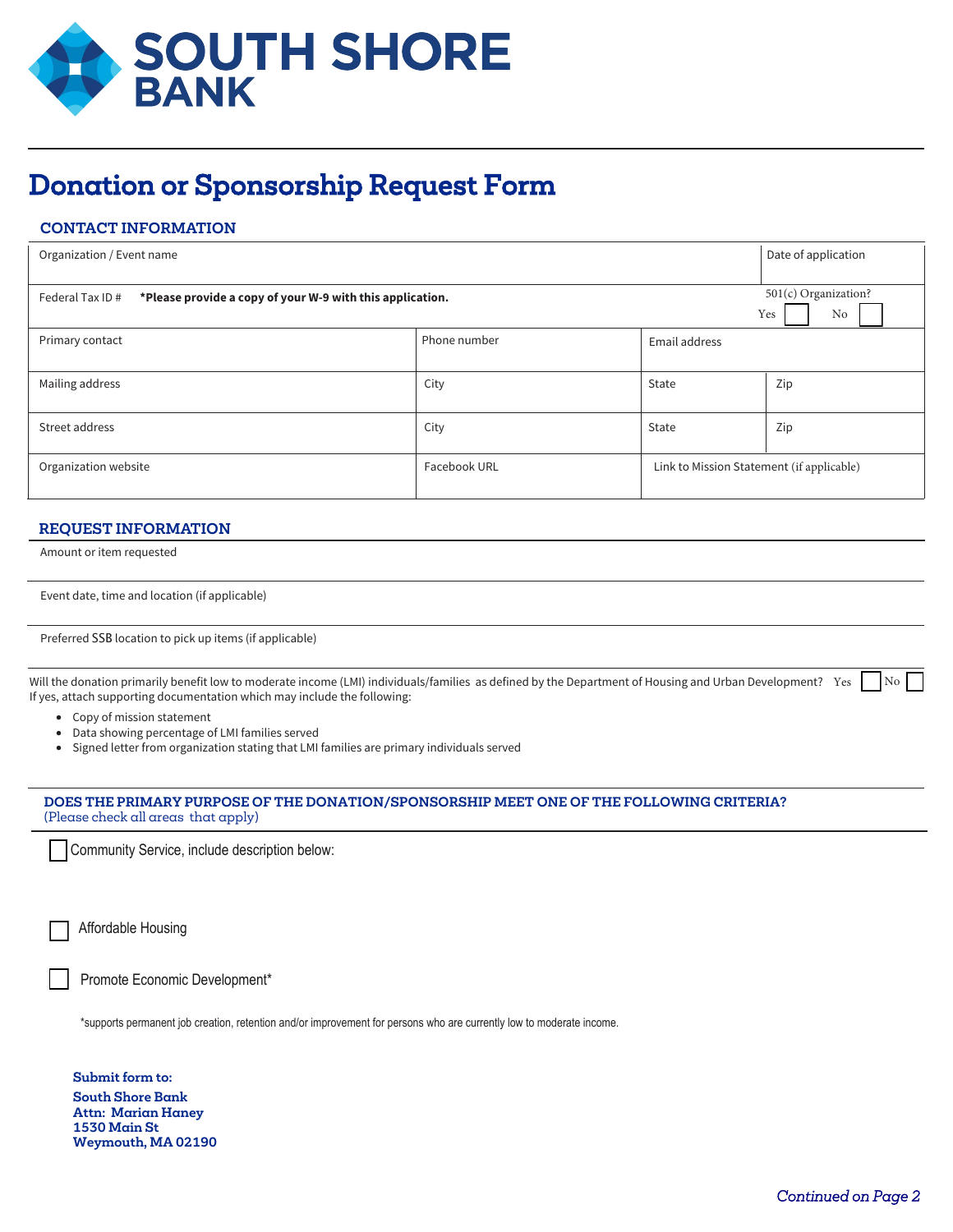SOUTH SHORE BANK

# Donation or Sponsorship Request Form

## CONTACT INFORMATION

| Organization / Event name | | | | Date of application |
|---|---|---|---|---|
| Federal Tax ID # **\*Please provide a copy of your W-9 with this application.** | | | | 501(c) Organization? Yes ☐ No ☐ |
| Primary contact | Phone number | Email address | | |
| Mailing address | City | State | Zip | |
| Street address | City | State | Zip | |
| Organization website | Facebook URL | Link to Mission Statement (if applicable) | | |

## REQUEST INFORMATION

Amount or item requested

Event date, time and location (if applicable)

Preferred SSB location to pick up items (if applicable)

Will the donation primarily benefit low to moderate income (LMI) individuals/families as defined by the Department of Housing and Urban Development? Yes ☐ No ☐
If yes, attach supporting documentation which may include the following:

- Copy of mission statement
- Data showing percentage of LMI families served
- Signed letter from organization stating that LMI families are primary individuals served

## DOES THE PRIMARY PURPOSE OF THE DONATION/SPONSORSHIP MEET ONE OF THE FOLLOWING CRITERIA?

(Please check all areas that apply)

☐ Community Service, include description below:

☐ Affordable Housing

☐ Promote Economic Development*

*supports permanent job creation, retention and/or improvement for persons who are currently low to moderate income.

**Submit form to:**

**South Shore Bank**
**Attn: Marian Haney**
**1530 Main St**
**Weymouth, MA 02190**

*Continued on Page 2*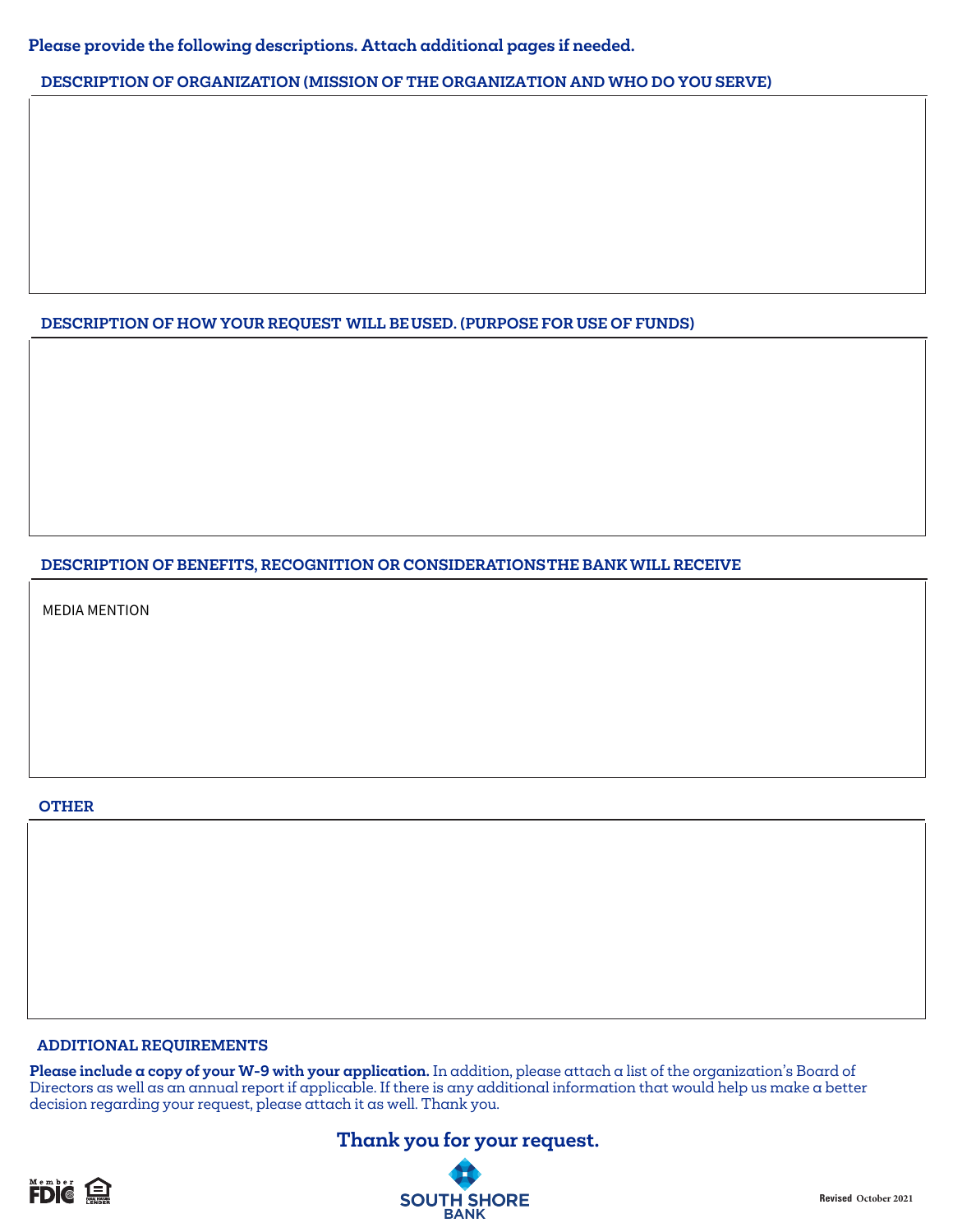**Please provide the following descriptions. Attach additional pages if needed.**

## DESCRIPTION OF ORGANIZATION (MISSION OF THE ORGANIZATION AND WHO DO YOU SERVE)

## DESCRIPTION OF HOW YOUR REQUEST WILL BE USED. (PURPOSE FOR USE OF FUNDS)

## DESCRIPTION OF BENEFITS, RECOGNITION OR CONSIDERATIONS THE BANK WILL RECEIVE

MEDIA MENTION

## OTHER

## ADDITIONAL REQUIREMENTS

**Please include a copy of your W-9 with your application.** In addition, please attach a list of the organization's Board of Directors as well as an annual report if applicable. If there is any additional information that would help us make a better decision regarding your request, please attach it as well. Thank you.

**Thank you for your request.**

Member FDIC

EQUAL HOUSING LENDER

SOUTH SHORE BANK

Revised October 2021